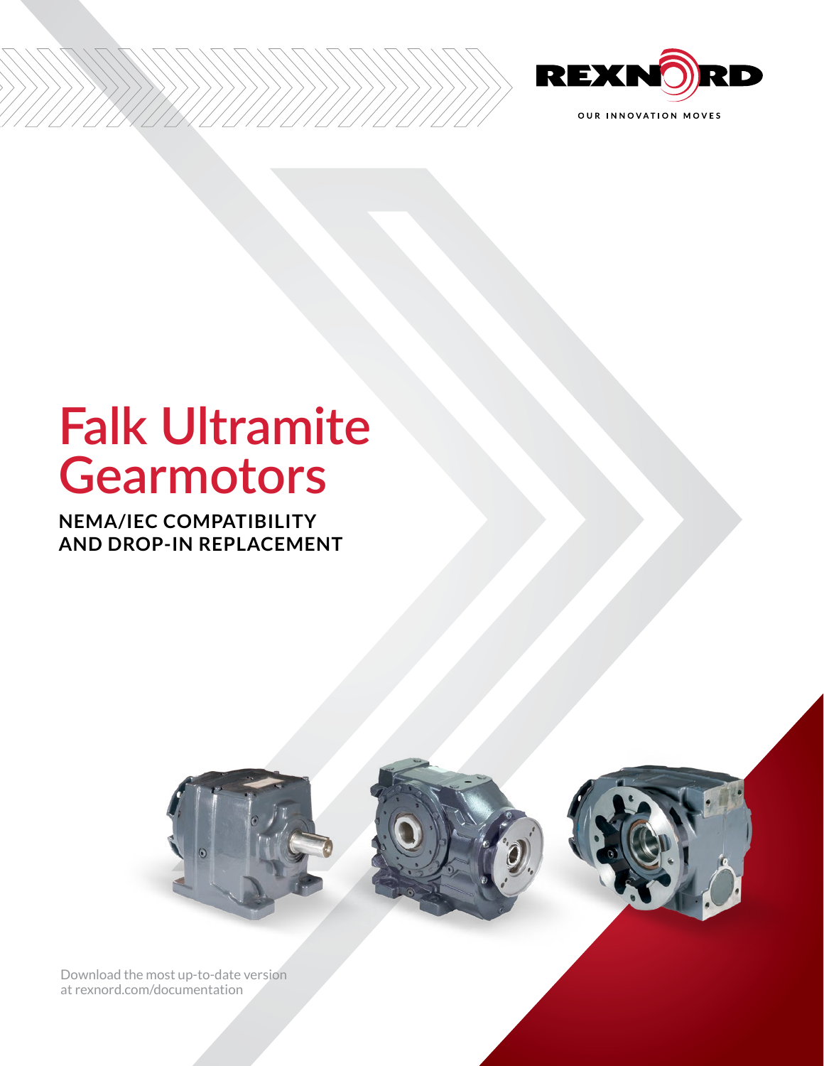REXNORD

OUR INNOVATION MOVES

# Falk Ultramite Gearmotors

## NEMA/IEC COMPATIBILITY AND DROP-IN REPLACEMENT

Download the most up-to-date version at rexnord.com/documentation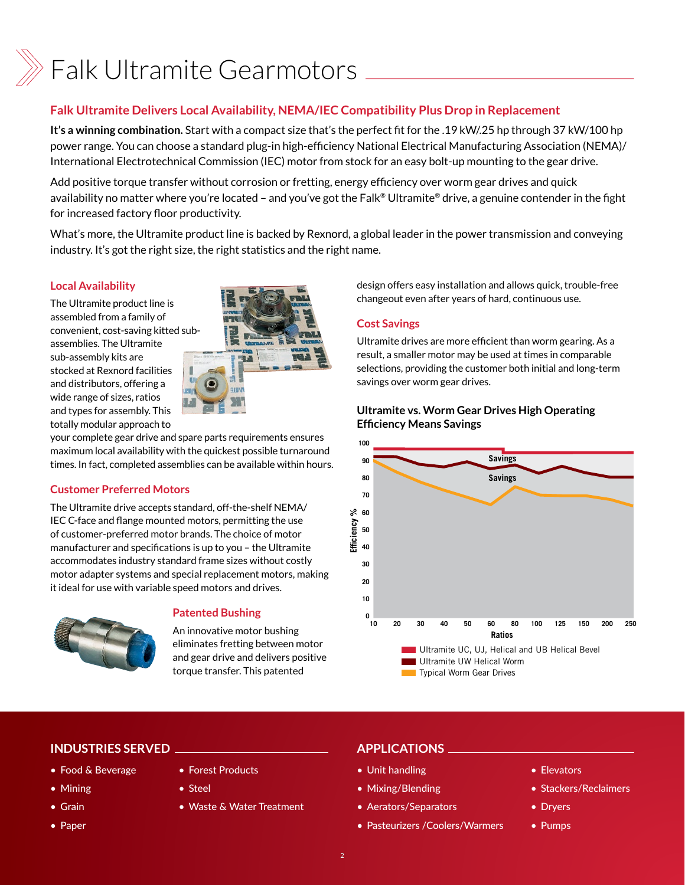# Falk Ultramite Gearmotors

## Falk Ultramite Delivers Local Availability, NEMA/IEC Compatibility Plus Drop in Replacement

**It's a winning combination.** Start with a compact size that's the perfect fit for the .19 kW/.25 hp through 37 kW/100 hp power range. You can choose a standard plug-in high-efficiency National Electrical Manufacturing Association (NEMA)/ International Electrotechnical Commission (IEC) motor from stock for an easy bolt-up mounting to the gear drive.

Add positive torque transfer without corrosion or fretting, energy efficiency over worm gear drives and quick availability no matter where you're located – and you've got the Falk® Ultramite® drive, a genuine contender in the fight for increased factory floor productivity.

What's more, the Ultramite product line is backed by Rexnord, a global leader in the power transmission and conveying industry. It's got the right size, the right statistics and the right name.

### Local Availability

The Ultramite product line is assembled from a family of convenient, cost-saving kitted sub-assemblies. The Ultramite sub-assembly kits are stocked at Rexnord facilities and distributors, offering a wide range of sizes, ratios and types for assembly. This totally modular approach to your complete gear drive and spare parts requirements ensures maximum local availability with the quickest possible turnaround times. In fact, completed assemblies can be available within hours.

### Customer Preferred Motors

The Ultramite drive accepts standard, off-the-shelf NEMA/ IEC C-face and flange mounted motors, permitting the use of customer-preferred motor brands. The choice of motor manufacturer and specifications is up to you – the Ultramite accommodates industry standard frame sizes without costly motor adapter systems and special replacement motors, making it ideal for use with variable speed motors and drives.

### Patented Bushing

An innovative motor bushing eliminates fretting between motor and gear drive and delivers positive torque transfer. This patented design offers easy installation and allows quick, trouble-free changeout even after years of hard, continuous use.

### Cost Savings

Ultramite drives are more efficient than worm gearing. As a result, a smaller motor may be used at times in comparable selections, providing the customer both initial and long-term savings over worm gear drives.

### Ultramite vs. Worm Gear Drives High Operating Efficiency Means Savings

Efficiency % (0–100) vs. Ratios (10, 20, 30, 40, 50, 60, 80, 100, 125, 150, 200, 250)

Savings

Savings

- Ultramite UC, UJ, Helical and UB Helical Bevel
- Ultramite UW Helical Worm
- Typical Worm Gear Drives

## INDUSTRIES SERVED

- Food & Beverage
- Mining
- Grain
- Paper
- Forest Products
- Steel
- Waste & Water Treatment

## APPLICATIONS

- Unit handling
- Mixing/Blending
- Aerators/Separators
- Pasteurizers /Coolers/Warmers
- Elevators
- Stackers/Reclaimers
- Dryers
- Pumps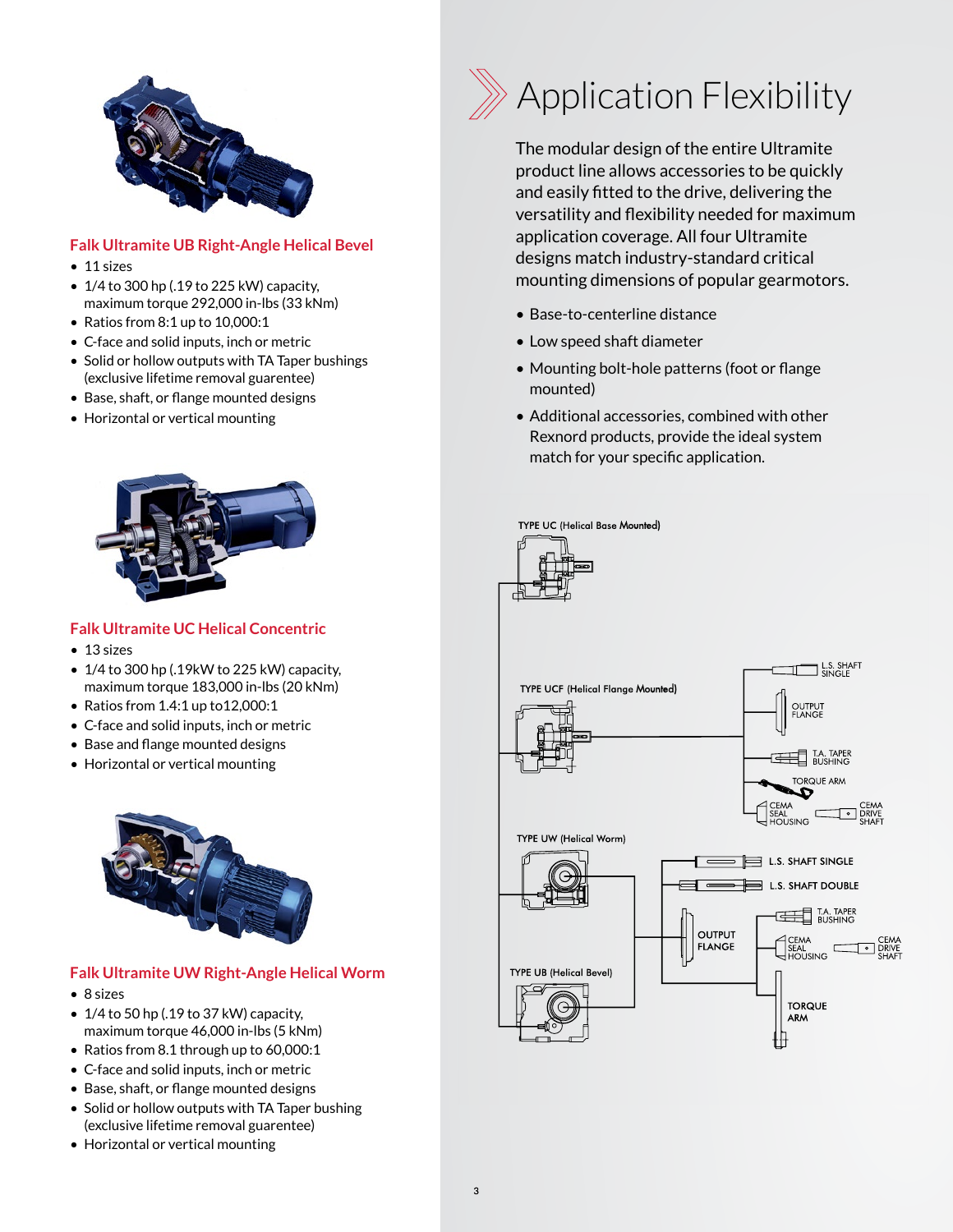### Falk Ultramite UB Right-Angle Helical Bevel

- 11 sizes
- 1/4 to 300 hp (.19 to 225 kW) capacity, maximum torque 292,000 in-lbs (33 kNm)
- Ratios from 8:1 up to 10,000:1
- C-face and solid inputs, inch or metric
- Solid or hollow outputs with TA Taper bushings (exclusive lifetime removal guarentee)
- Base, shaft, or flange mounted designs
- Horizontal or vertical mounting

### Falk Ultramite UC Helical Concentric

- 13 sizes
- 1/4 to 300 hp (.19kW to 225 kW) capacity, maximum torque 183,000 in-lbs (20 kNm)
- Ratios from 1.4:1 up to12,000:1
- C-face and solid inputs, inch or metric
- Base and flange mounted designs
- Horizontal or vertical mounting

### Falk Ultramite UW Right-Angle Helical Worm

- 8 sizes
- 1/4 to 50 hp (.19 to 37 kW) capacity, maximum torque 46,000 in-lbs (5 kNm)
- Ratios from 8.1 through up to 60,000:1
- C-face and solid inputs, inch or metric
- Base, shaft, or flange mounted designs
- Solid or hollow outputs with TA Taper bushing (exclusive lifetime removal guarentee)
- Horizontal or vertical mounting

# Application Flexibility

The modular design of the entire Ultramite product line allows accessories to be quickly and easily fitted to the drive, delivering the versatility and flexibility needed for maximum application coverage. All four Ultramite designs match industry-standard critical mounting dimensions of popular gearmotors.

- Base-to-centerline distance
- Low speed shaft diameter
- Mounting bolt-hole patterns (foot or flange mounted)
- Additional accessories, combined with other Rexnord products, provide the ideal system match for your specific application.

TYPE UC (Helical Base Mounted)

TYPE UCF (Helical Flange Mounted)

L.S. SHAFT SINGLE

OUTPUT FLANGE

T.A. TAPER BUSHING

TORQUE ARM

CEMA SEAL HOUSING

CEMA DRIVE SHAFT

TYPE UW (Helical Worm)

L.S. SHAFT SINGLE

L.S. SHAFT DOUBLE

T.A. TAPER BUSHING

OUTPUT FLANGE

CEMA SEAL HOUSING

CEMA DRIVE SHAFT

TYPE UB (Helical Bevel)

TORQUE ARM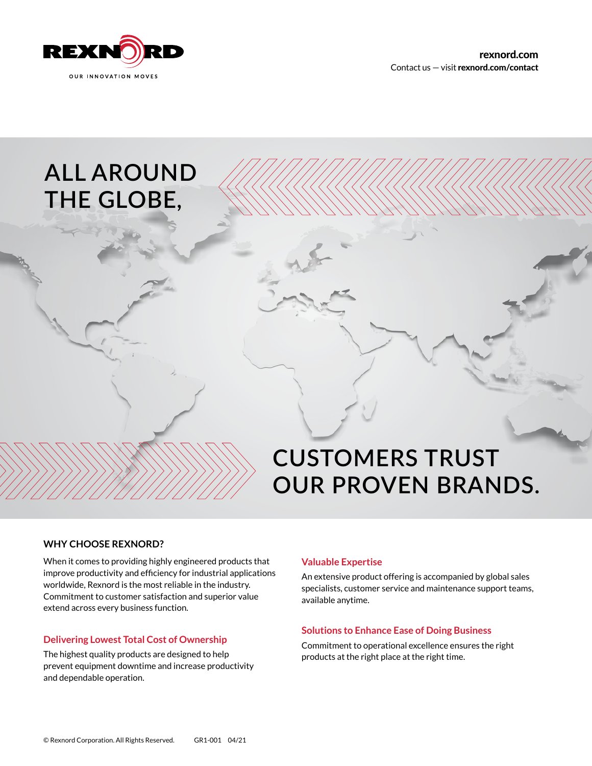rexnord.com
Contact us — visit **rexnord.com/contact**

# ALL AROUND THE GLOBE,

# CUSTOMERS TRUST OUR PROVEN BRANDS.

## WHY CHOOSE REXNORD?

When it comes to providing highly engineered products that improve productivity and efficiency for industrial applications worldwide, Rexnord is the most reliable in the industry. Commitment to customer satisfaction and superior value extend across every business function.

### Delivering Lowest Total Cost of Ownership

The highest quality products are designed to help prevent equipment downtime and increase productivity and dependable operation.

### Valuable Expertise

An extensive product offering is accompanied by global sales specialists, customer service and maintenance support teams, available anytime.

### Solutions to Enhance Ease of Doing Business

Commitment to operational excellence ensures the right products at the right place at the right time.

© Rexnord Corporation. All Rights Reserved. GR1-001 04/21